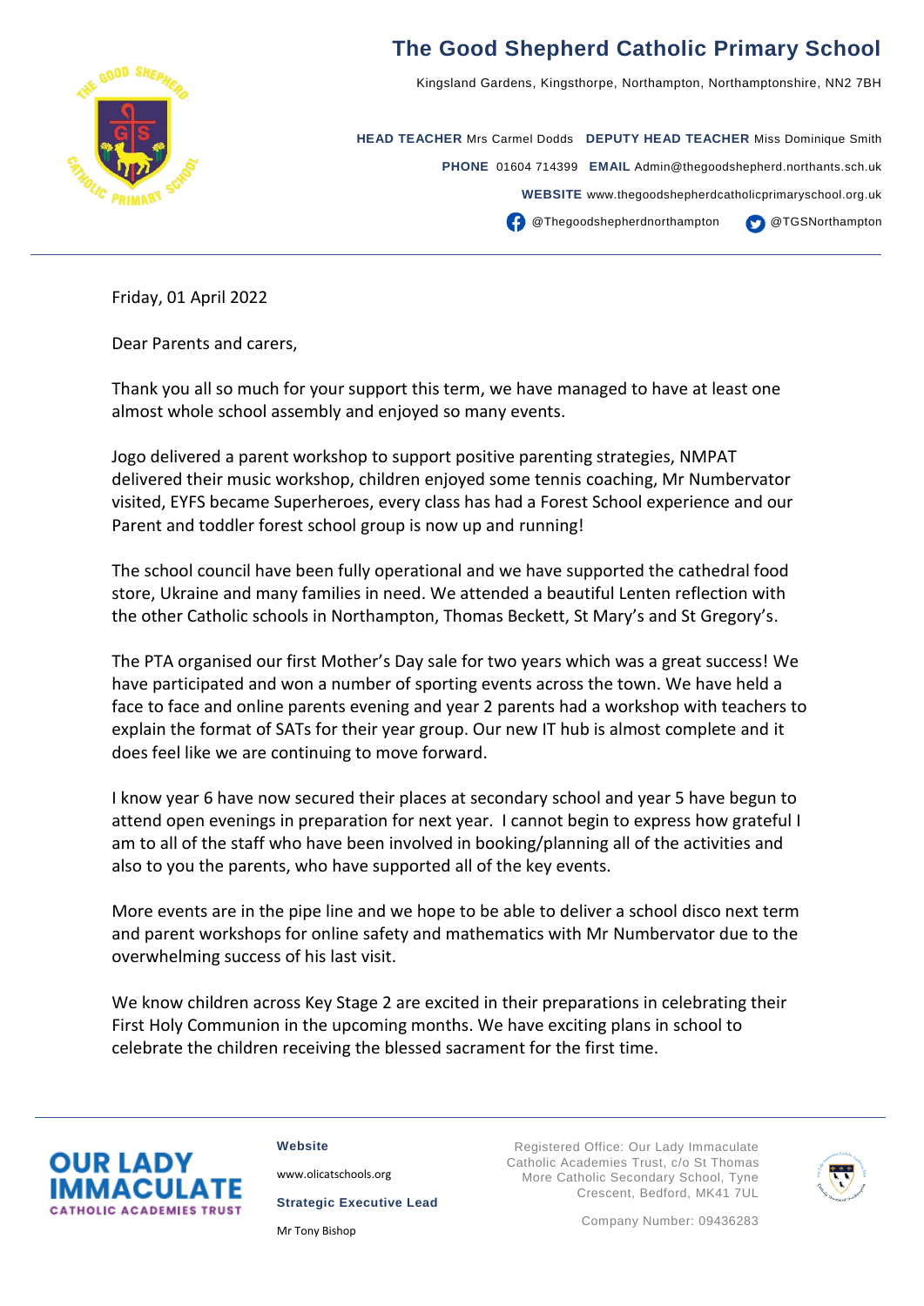# The Good Shepherd Catholic Primary School

Kingsland Gardens, Kingsthorpe, Northampton, Northamptonshire, NN2 7BH

**HEAD TEACHER** Mrs Carmel Dodds **DEPUTY HEAD TEACHER** Miss Dominique Smith

**PHONE** 01604 714399 **EMAIL** Admin@thegoodshepherd.northants.sch.uk

**WEBSITE** www.thegoodshepherdcatholicprimaryschool.org.uk

@Thegoodshepherdnorthampton @TGSNorthampton

---

Friday, 01 April 2022

Dear Parents and carers,

Thank you all so much for your support this term, we have managed to have at least one almost whole school assembly and enjoyed so many events.

Jogo delivered a parent workshop to support positive parenting strategies, NMPAT delivered their music workshop, children enjoyed some tennis coaching, Mr Numbervator visited, EYFS became Superheroes, every class has had a Forest School experience and our Parent and toddler forest school group is now up and running!

The school council have been fully operational and we have supported the cathedral food store, Ukraine and many families in need. We attended a beautiful Lenten reflection with the other Catholic schools in Northampton, Thomas Beckett, St Mary's and St Gregory's.

The PTA organised our first Mother's Day sale for two years which was a great success! We have participated and won a number of sporting events across the town. We have held a face to face and online parents evening and year 2 parents had a workshop with teachers to explain the format of SATs for their year group. Our new IT hub is almost complete and it does feel like we are continuing to move forward.

I know year 6 have now secured their places at secondary school and year 5 have begun to attend open evenings in preparation for next year. I cannot begin to express how grateful I am to all of the staff who have been involved in booking/planning all of the activities and also to you the parents, who have supported all of the key events.

More events are in the pipe line and we hope to be able to deliver a school disco next term and parent workshops for online safety and mathematics with Mr Numbervator due to the overwhelming success of his last visit.

We know children across Key Stage 2 are excited in their preparations in celebrating their First Holy Communion in the upcoming months. We have exciting plans in school to celebrate the children receiving the blessed sacrament for the first time.

---

OUR LADY IMMACULATE CATHOLIC ACADEMIES TRUST

**Website**

www.olicatschools.org

**Strategic Executive Lead**

Mr Tony Bishop

Registered Office: Our Lady Immaculate Catholic Academies Trust, c/o St Thomas More Catholic Secondary School, Tyne Crescent, Bedford, MK41 7UL

Company Number: 09436283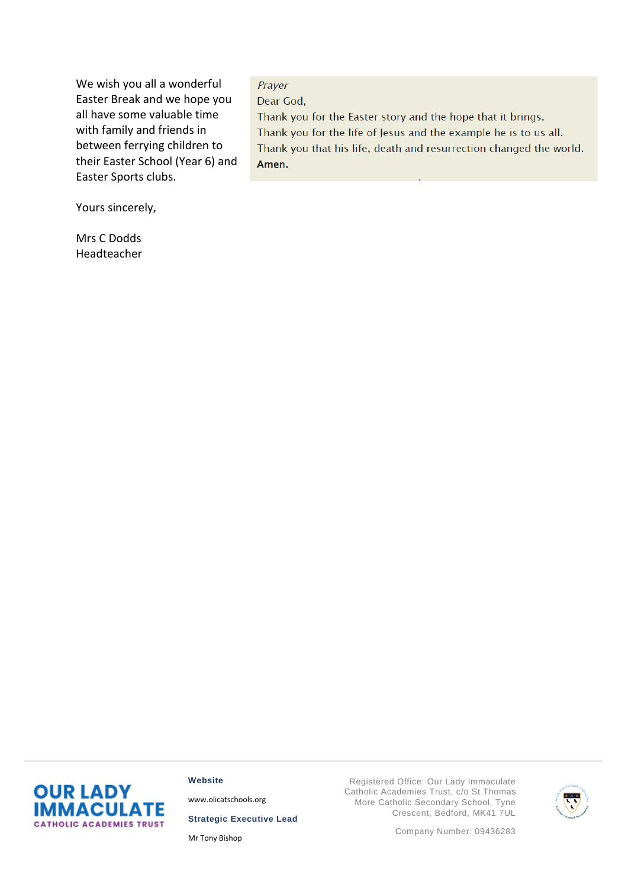We wish you all a wonderful Easter Break and we hope you all have some valuable time with family and friends in between ferrying children to their Easter School (Year 6) and Easter Sports clubs.

*Prayer*
Dear God,
Thank you for the Easter story and the hope that it brings.
Thank you for the life of Jesus and the example he is to us all.
Thank you that his life, death and resurrection changed the world.
**Amen.**

Yours sincerely,

Mrs C Dodds
Headteacher

OUR LADY IMMACULATE CATHOLIC ACADEMIES TRUST

**Website**

www.olicatschools.org

**Strategic Executive Lead**

Mr Tony Bishop

Registered Office: Our Lady Immaculate Catholic Academies Trust, c/o St Thomas More Catholic Secondary School, Tyne Crescent, Bedford, MK41 7UL

Company Number: 09436283